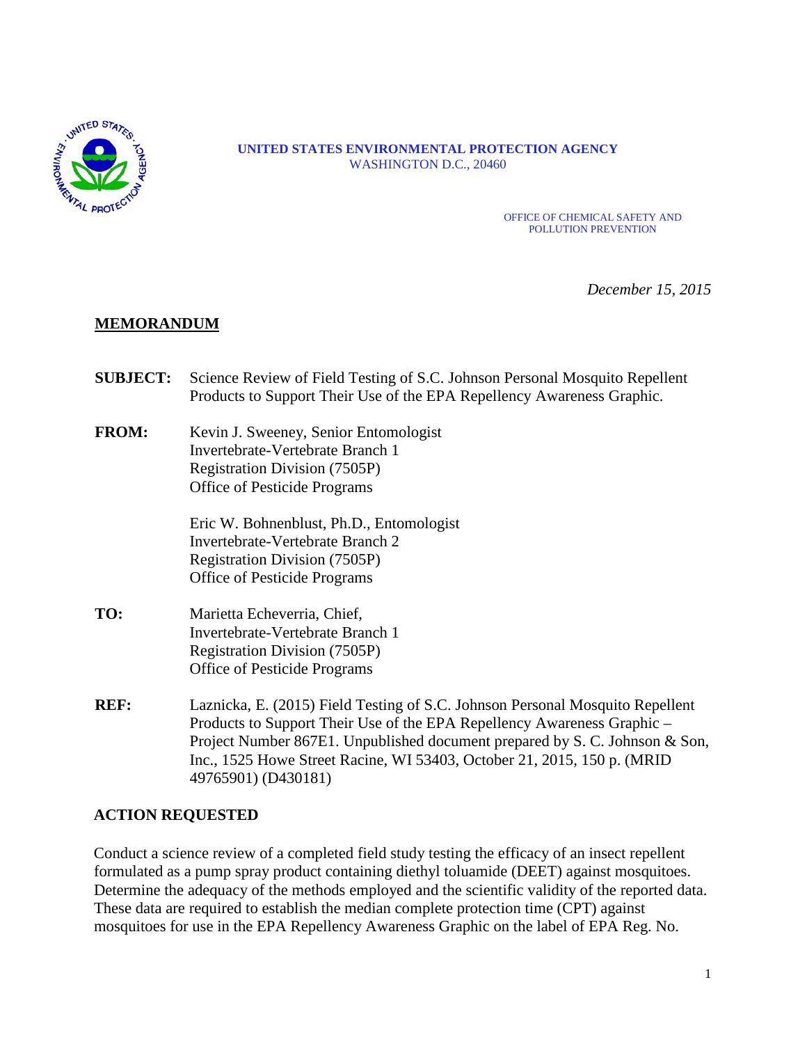UNITED STATES ENVIRONMENTAL PROTECTION AGENCY
WASHINGTON D.C., 20460

OFFICE OF CHEMICAL SAFETY AND POLLUTION PREVENTION

*December 15, 2015*

## MEMORANDUM

**SUBJECT:** Science Review of Field Testing of S.C. Johnson Personal Mosquito Repellent Products to Support Their Use of the EPA Repellency Awareness Graphic.

**FROM:** Kevin J. Sweeney, Senior Entomologist
Invertebrate-Vertebrate Branch 1
Registration Division (7505P)
Office of Pesticide Programs

Eric W. Bohnenblust, Ph.D., Entomologist
Invertebrate-Vertebrate Branch 2
Registration Division (7505P)
Office of Pesticide Programs

**TO:** Marietta Echeverria, Chief,
Invertebrate-Vertebrate Branch 1
Registration Division (7505P)
Office of Pesticide Programs

**REF:** Laznicka, E. (2015) Field Testing of S.C. Johnson Personal Mosquito Repellent Products to Support Their Use of the EPA Repellency Awareness Graphic – Project Number 867E1. Unpublished document prepared by S. C. Johnson & Son, Inc., 1525 Howe Street Racine, WI 53403, October 21, 2015, 150 p. (MRID 49765901) (D430181)

### ACTION REQUESTED

Conduct a science review of a completed field study testing the efficacy of an insect repellent formulated as a pump spray product containing diethyl toluamide (DEET) against mosquitoes. Determine the adequacy of the methods employed and the scientific validity of the reported data. These data are required to establish the median complete protection time (CPT) against mosquitoes for use in the EPA Repellency Awareness Graphic on the label of EPA Reg. No.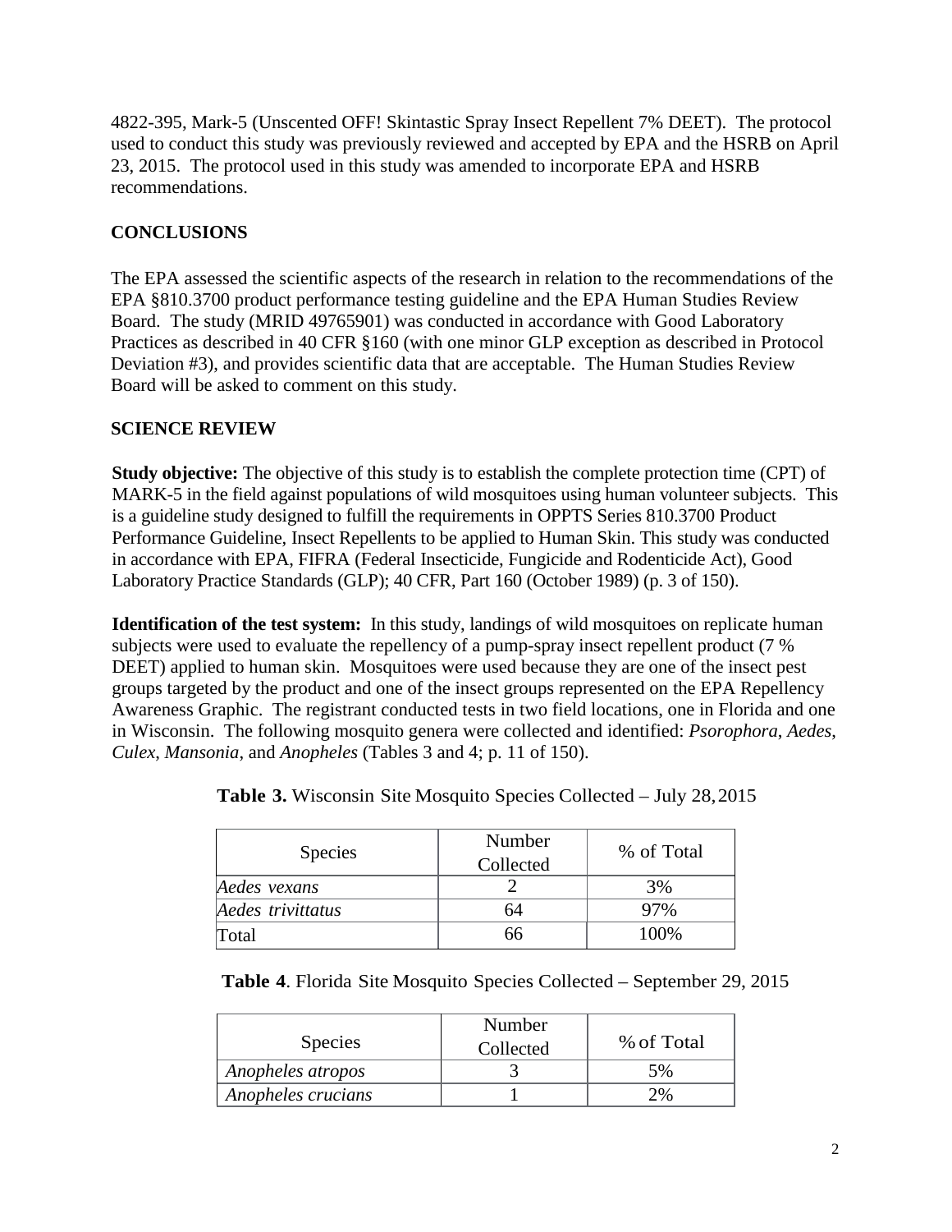4822-395, Mark-5 (Unscented OFF! Skintastic Spray Insect Repellent 7% DEET). The protocol used to conduct this study was previously reviewed and accepted by EPA and the HSRB on April 23, 2015. The protocol used in this study was amended to incorporate EPA and HSRB recommendations.

## CONCLUSIONS

The EPA assessed the scientific aspects of the research in relation to the recommendations of the EPA §810.3700 product performance testing guideline and the EPA Human Studies Review Board. The study (MRID 49765901) was conducted in accordance with Good Laboratory Practices as described in 40 CFR §160 (with one minor GLP exception as described in Protocol Deviation #3), and provides scientific data that are acceptable. The Human Studies Review Board will be asked to comment on this study.

## SCIENCE REVIEW

**Study objective:** The objective of this study is to establish the complete protection time (CPT) of MARK-5 in the field against populations of wild mosquitoes using human volunteer subjects. This is a guideline study designed to fulfill the requirements in OPPTS Series 810.3700 Product Performance Guideline, Insect Repellents to be applied to Human Skin. This study was conducted in accordance with EPA, FIFRA (Federal Insecticide, Fungicide and Rodenticide Act), Good Laboratory Practice Standards (GLP); 40 CFR, Part 160 (October 1989) (p. 3 of 150).

**Identification of the test system:** In this study, landings of wild mosquitoes on replicate human subjects were used to evaluate the repellency of a pump-spray insect repellent product (7 % DEET) applied to human skin. Mosquitoes were used because they are one of the insect pest groups targeted by the product and one of the insect groups represented on the EPA Repellency Awareness Graphic. The registrant conducted tests in two field locations, one in Florida and one in Wisconsin. The following mosquito genera were collected and identified: *Psorophora*, *Aedes*, *Culex*, *Mansonia*, and *Anopheles* (Tables 3 and 4; p. 11 of 150).

**Table 3.** Wisconsin Site Mosquito Species Collected – July 28, 2015

| Species | Number Collected | % of Total |
|---|---|---|
| *Aedes vexans* | 2 | 3% |
| *Aedes trivittatus* | 64 | 97% |
| Total | 66 | 100% |

**Table 4**. Florida Site Mosquito Species Collected – September 29, 2015

| Species | Number Collected | % of Total |
|---|---|---|
| *Anopheles atropos* | 3 | 5% |
| *Anopheles crucians* | 1 | 2% |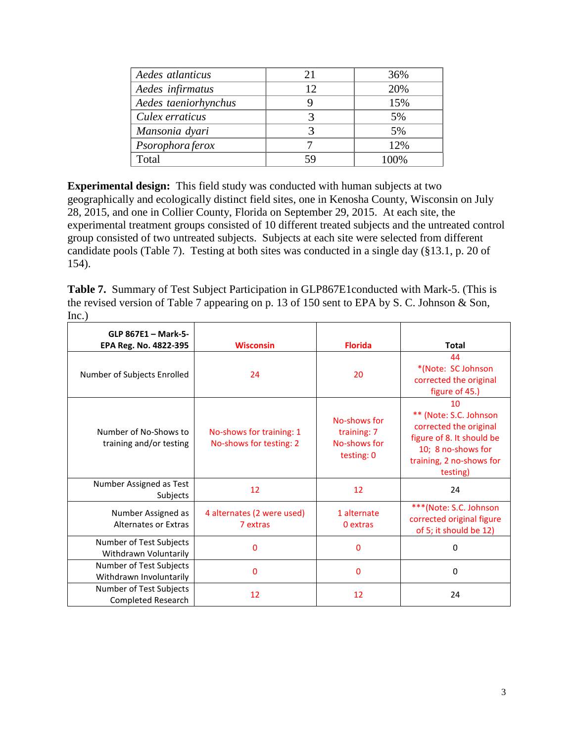| | | |
|---|---|---|
| *Aedes atlanticus* | 21 | 36% |
| *Aedes infirmatus* | 12 | 20% |
| *Aedes taeniorhynchus* | 9 | 15% |
| *Culex erraticus* | 3 | 5% |
| *Mansonia dyari* | 3 | 5% |
| *Psorophora ferox* | 7 | 12% |
| Total | 59 | 100% |

**Experimental design:** This field study was conducted with human subjects at two geographically and ecologically distinct field sites, one in Kenosha County, Wisconsin on July 28, 2015, and one in Collier County, Florida on September 29, 2015. At each site, the experimental treatment groups consisted of 10 different treated subjects and the untreated control group consisted of two untreated subjects. Subjects at each site were selected from different candidate pools (Table 7). Testing at both sites was conducted in a single day (§13.1, p. 20 of 154).

**Table 7.** Summary of Test Subject Participation in GLP867E1conducted with Mark-5. (This is the revised version of Table 7 appearing on p. 13 of 150 sent to EPA by S. C. Johnson & Son, Inc.)

| GLP 867E1 – Mark-5- EPA Reg. No. 4822-395 | Wisconsin | Florida | Total |
|---|---|---|---|
| Number of Subjects Enrolled | 24 | 20 | 44 *(Note: SC Johnson corrected the original figure of 45.) |
| Number of No-Shows to training and/or testing | No-shows for training: 1 No-shows for testing: 2 | No-shows for training: 7 No-shows for testing: 0 | 10 ** (Note: S.C. Johnson corrected the original figure of 8. It should be 10; 8 no-shows for training, 2 no-shows for testing) |
| Number Assigned as Test Subjects | 12 | 12 | 24 |
| Number Assigned as Alternates or Extras | 4 alternates (2 were used) 7 extras | 1 alternate 0 extras | ***(Note: S.C. Johnson corrected original figure of 5; it should be 12) |
| Number of Test Subjects Withdrawn Voluntarily | 0 | 0 | 0 |
| Number of Test Subjects Withdrawn Involuntarily | 0 | 0 | 0 |
| Number of Test Subjects Completed Research | 12 | 12 | 24 |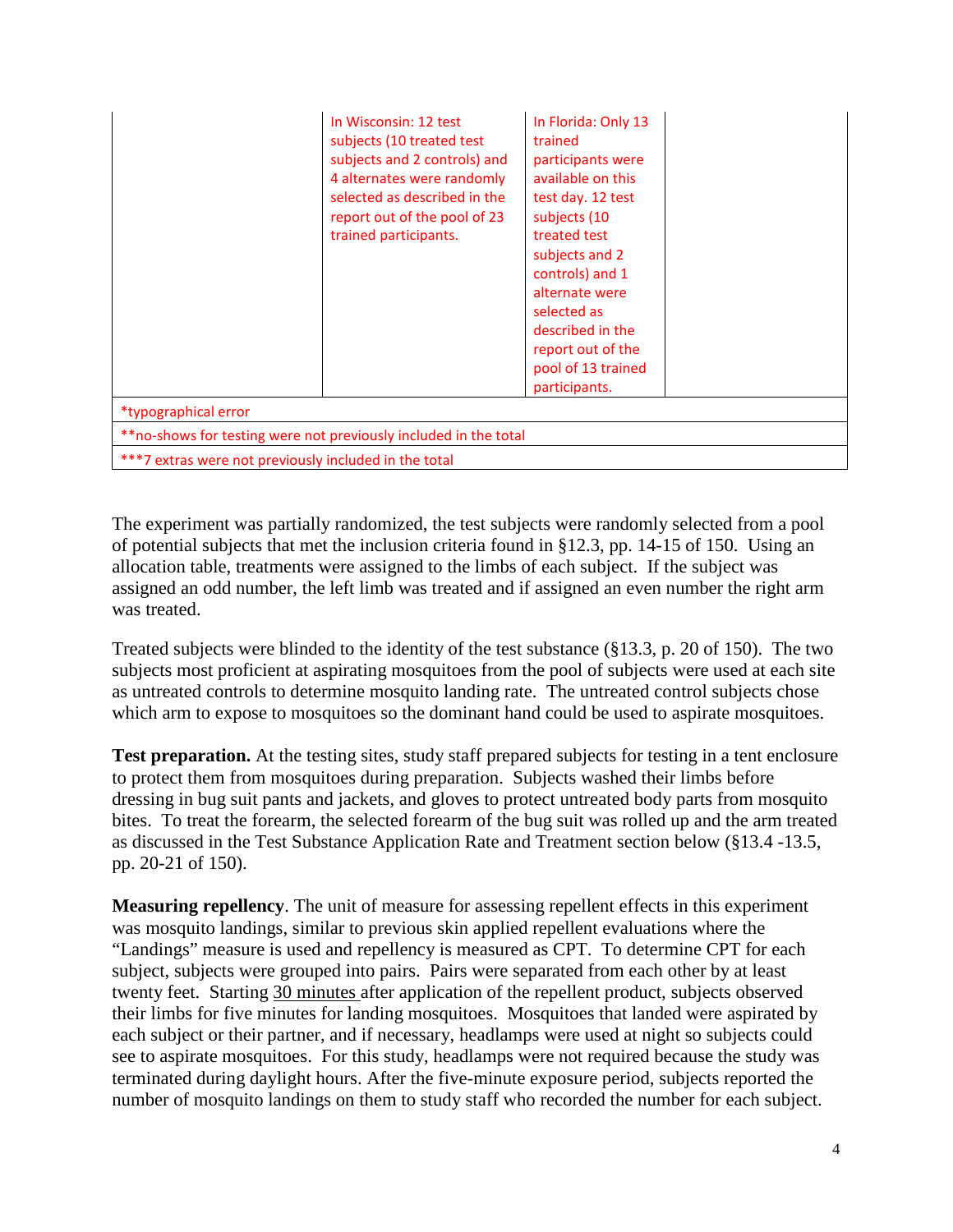|  | In Wisconsin: 12 test subjects (10 treated test subjects and 2 controls) and 4 alternates were randomly selected as described in the report out of the pool of 23 trained participants. | In Florida: Only 13 trained participants were available on this test day. 12 test subjects (10 treated test subjects and 2 controls) and 1 alternate were selected as described in the report out of the pool of 13 trained participants. |  |
|---|---|---|---|
| *typographical error | | | |
| **no-shows for testing were not previously included in the total | | | |
| ***7 extras were not previously included in the total | | | |

The experiment was partially randomized, the test subjects were randomly selected from a pool of potential subjects that met the inclusion criteria found in §12.3, pp. 14-15 of 150. Using an allocation table, treatments were assigned to the limbs of each subject. If the subject was assigned an odd number, the left limb was treated and if assigned an even number the right arm was treated.

Treated subjects were blinded to the identity of the test substance (§13.3, p. 20 of 150). The two subjects most proficient at aspirating mosquitoes from the pool of subjects were used at each site as untreated controls to determine mosquito landing rate. The untreated control subjects chose which arm to expose to mosquitoes so the dominant hand could be used to aspirate mosquitoes.

**Test preparation.** At the testing sites, study staff prepared subjects for testing in a tent enclosure to protect them from mosquitoes during preparation. Subjects washed their limbs before dressing in bug suit pants and jackets, and gloves to protect untreated body parts from mosquito bites. To treat the forearm, the selected forearm of the bug suit was rolled up and the arm treated as discussed in the Test Substance Application Rate and Treatment section below (§13.4 -13.5, pp. 20-21 of 150).

**Measuring repellency**. The unit of measure for assessing repellent effects in this experiment was mosquito landings, similar to previous skin applied repellent evaluations where the "Landings" measure is used and repellency is measured as CPT. To determine CPT for each subject, subjects were grouped into pairs. Pairs were separated from each other by at least twenty feet. Starting 30 minutes after application of the repellent product, subjects observed their limbs for five minutes for landing mosquitoes. Mosquitoes that landed were aspirated by each subject or their partner, and if necessary, headlamps were used at night so subjects could see to aspirate mosquitoes. For this study, headlamps were not required because the study was terminated during daylight hours. After the five-minute exposure period, subjects reported the number of mosquito landings on them to study staff who recorded the number for each subject.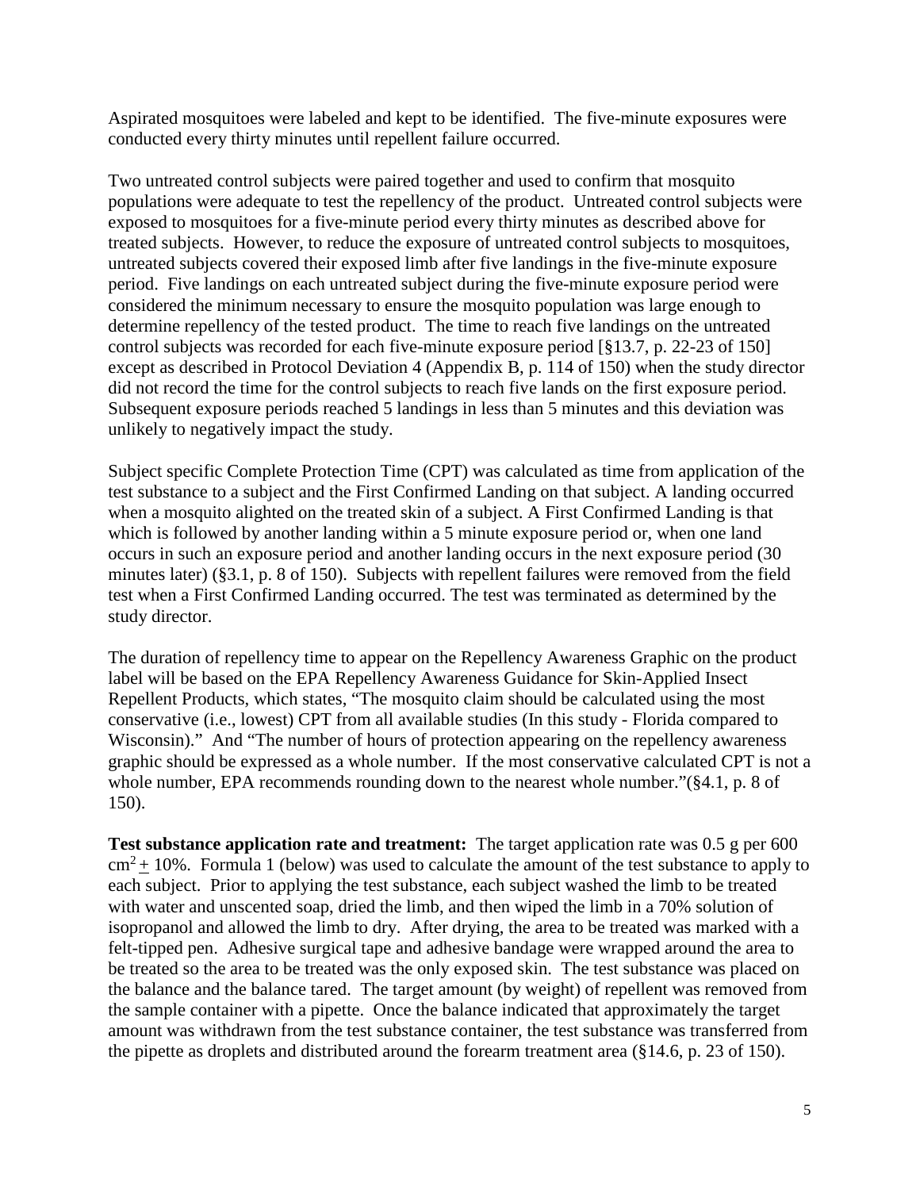Aspirated mosquitoes were labeled and kept to be identified. The five-minute exposures were conducted every thirty minutes until repellent failure occurred.

Two untreated control subjects were paired together and used to confirm that mosquito populations were adequate to test the repellency of the product. Untreated control subjects were exposed to mosquitoes for a five-minute period every thirty minutes as described above for treated subjects. However, to reduce the exposure of untreated control subjects to mosquitoes, untreated subjects covered their exposed limb after five landings in the five-minute exposure period. Five landings on each untreated subject during the five-minute exposure period were considered the minimum necessary to ensure the mosquito population was large enough to determine repellency of the tested product. The time to reach five landings on the untreated control subjects was recorded for each five-minute exposure period [§13.7, p. 22-23 of 150] except as described in Protocol Deviation 4 (Appendix B, p. 114 of 150) when the study director did not record the time for the control subjects to reach five lands on the first exposure period. Subsequent exposure periods reached 5 landings in less than 5 minutes and this deviation was unlikely to negatively impact the study.

Subject specific Complete Protection Time (CPT) was calculated as time from application of the test substance to a subject and the First Confirmed Landing on that subject. A landing occurred when a mosquito alighted on the treated skin of a subject. A First Confirmed Landing is that which is followed by another landing within a 5 minute exposure period or, when one land occurs in such an exposure period and another landing occurs in the next exposure period (30 minutes later) (§3.1, p. 8 of 150). Subjects with repellent failures were removed from the field test when a First Confirmed Landing occurred. The test was terminated as determined by the study director.

The duration of repellency time to appear on the Repellency Awareness Graphic on the product label will be based on the EPA Repellency Awareness Guidance for Skin-Applied Insect Repellent Products, which states, "The mosquito claim should be calculated using the most conservative (i.e., lowest) CPT from all available studies (In this study - Florida compared to Wisconsin)." And "The number of hours of protection appearing on the repellency awareness graphic should be expressed as a whole number. If the most conservative calculated CPT is not a whole number, EPA recommends rounding down to the nearest whole number."(§4.1, p. 8 of 150).

**Test substance application rate and treatment:** The target application rate was 0.5 g per 600 $cm^2 \pm$ 10%. Formula 1 (below) was used to calculate the amount of the test substance to apply to each subject. Prior to applying the test substance, each subject washed the limb to be treated with water and unscented soap, dried the limb, and then wiped the limb in a 70% solution of isopropanol and allowed the limb to dry. After drying, the area to be treated was marked with a felt-tipped pen. Adhesive surgical tape and adhesive bandage were wrapped around the area to be treated so the area to be treated was the only exposed skin. The test substance was placed on the balance and the balance tared. The target amount (by weight) of repellent was removed from the sample container with a pipette. Once the balance indicated that approximately the target amount was withdrawn from the test substance container, the test substance was transferred from the pipette as droplets and distributed around the forearm treatment area (§14.6, p. 23 of 150).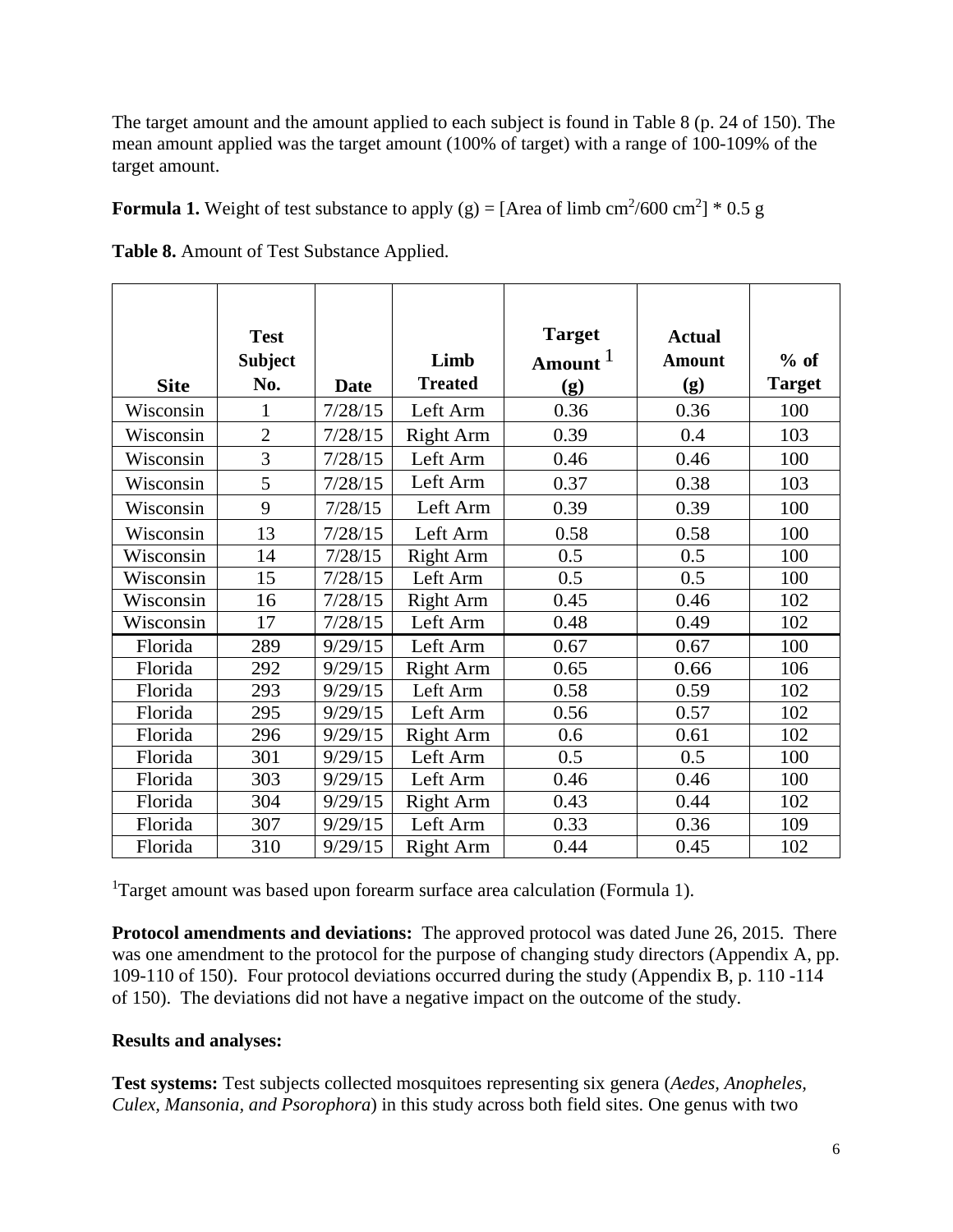The target amount and the amount applied to each subject is found in Table 8 (p. 24 of 150). The mean amount applied was the target amount (100% of target) with a range of 100-109% of the target amount.

**Formula 1.** Weight of test substance to apply (g) = [Area of limb $cm^2$/600 $cm^2$] * 0.5 g

**Table 8.** Amount of Test Substance Applied.

| Site | Test Subject No. | Date | Limb Treated | Target Amount [1] (g) | Actual Amount (g) | % of Target |
|---|---|---|---|---|---|---|
| Wisconsin | 1 | 7/28/15 | Left Arm | 0.36 | 0.36 | 100 |
| Wisconsin | 2 | 7/28/15 | Right Arm | 0.39 | 0.4 | 103 |
| Wisconsin | 3 | 7/28/15 | Left Arm | 0.46 | 0.46 | 100 |
| Wisconsin | 5 | 7/28/15 | Left Arm | 0.37 | 0.38 | 103 |
| Wisconsin | 9 | 7/28/15 | Left Arm | 0.39 | 0.39 | 100 |
| Wisconsin | 13 | 7/28/15 | Left Arm | 0.58 | 0.58 | 100 |
| Wisconsin | 14 | 7/28/15 | Right Arm | 0.5 | 0.5 | 100 |
| Wisconsin | 15 | 7/28/15 | Left Arm | 0.5 | 0.5 | 100 |
| Wisconsin | 16 | 7/28/15 | Right Arm | 0.45 | 0.46 | 102 |
| Wisconsin | 17 | 7/28/15 | Left Arm | 0.48 | 0.49 | 102 |
| Florida | 289 | 9/29/15 | Left Arm | 0.67 | 0.67 | 100 |
| Florida | 292 | 9/29/15 | Right Arm | 0.65 | 0.66 | 106 |
| Florida | 293 | 9/29/15 | Left Arm | 0.58 | 0.59 | 102 |
| Florida | 295 | 9/29/15 | Left Arm | 0.56 | 0.57 | 102 |
| Florida | 296 | 9/29/15 | Right Arm | 0.6 | 0.61 | 102 |
| Florida | 301 | 9/29/15 | Left Arm | 0.5 | 0.5 | 100 |
| Florida | 303 | 9/29/15 | Left Arm | 0.46 | 0.46 | 100 |
| Florida | 304 | 9/29/15 | Right Arm | 0.43 | 0.44 | 102 |
| Florida | 307 | 9/29/15 | Left Arm | 0.33 | 0.36 | 109 |
| Florida | 310 | 9/29/15 | Right Arm | 0.44 | 0.45 | 102 |

[1]Target amount was based upon forearm surface area calculation (Formula 1).

**Protocol amendments and deviations:** The approved protocol was dated June 26, 2015. There was one amendment to the protocol for the purpose of changing study directors (Appendix A, pp. 109-110 of 150). Four protocol deviations occurred during the study (Appendix B, p. 110 -114 of 150). The deviations did not have a negative impact on the outcome of the study.

**Results and analyses:**

**Test systems:** Test subjects collected mosquitoes representing six genera (*Aedes, Anopheles, Culex, Mansonia, and Psorophora*) in this study across both field sites. One genus with two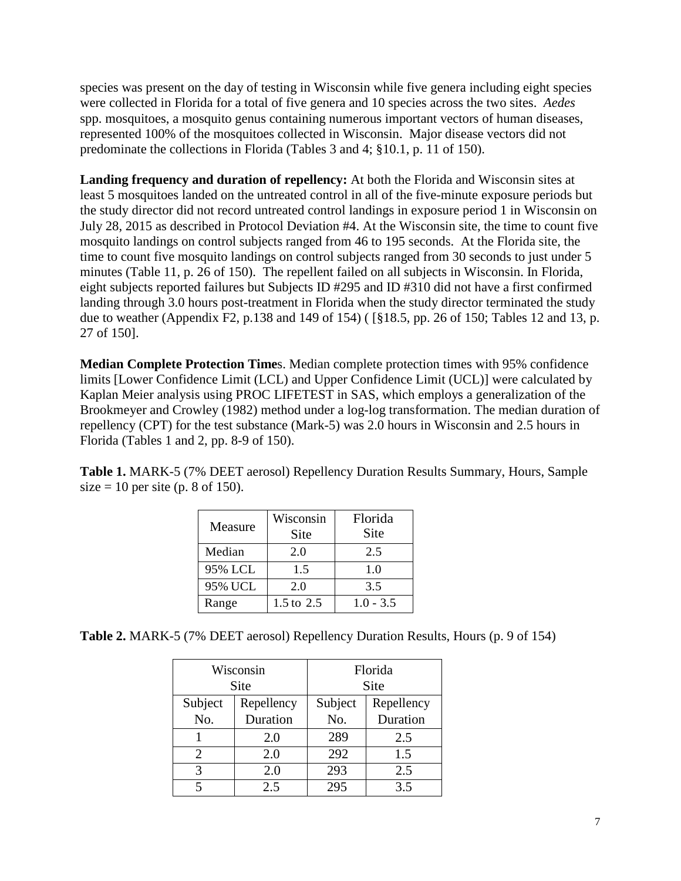species was present on the day of testing in Wisconsin while five genera including eight species were collected in Florida for a total of five genera and 10 species across the two sites. *Aedes* spp. mosquitoes, a mosquito genus containing numerous important vectors of human diseases, represented 100% of the mosquitoes collected in Wisconsin. Major disease vectors did not predominate the collections in Florida (Tables 3 and 4; §10.1, p. 11 of 150).

**Landing frequency and duration of repellency:** At both the Florida and Wisconsin sites at least 5 mosquitoes landed on the untreated control in all of the five-minute exposure periods but the study director did not record untreated control landings in exposure period 1 in Wisconsin on July 28, 2015 as described in Protocol Deviation #4. At the Wisconsin site, the time to count five mosquito landings on control subjects ranged from 46 to 195 seconds. At the Florida site, the time to count five mosquito landings on control subjects ranged from 30 seconds to just under 5 minutes (Table 11, p. 26 of 150). The repellent failed on all subjects in Wisconsin. In Florida, eight subjects reported failures but Subjects ID #295 and ID #310 did not have a first confirmed landing through 3.0 hours post-treatment in Florida when the study director terminated the study due to weather (Appendix F2, p.138 and 149 of 154) ( [§18.5, pp. 26 of 150; Tables 12 and 13, p. 27 of 150].

**Median Complete Protection Time**s. Median complete protection times with 95% confidence limits [Lower Confidence Limit (LCL) and Upper Confidence Limit (UCL)] were calculated by Kaplan Meier analysis using PROC LIFETEST in SAS, which employs a generalization of the Brookmeyer and Crowley (1982) method under a log-log transformation. The median duration of repellency (CPT) for the test substance (Mark-5) was 2.0 hours in Wisconsin and 2.5 hours in Florida (Tables 1 and 2, pp. 8-9 of 150).

**Table 1.** MARK-5 (7% DEET aerosol) Repellency Duration Results Summary, Hours, Sample size = 10 per site (p. 8 of 150).

| Measure | Wisconsin Site | Florida Site |
|---|---|---|
| Median | 2.0 | 2.5 |
| 95% LCL | 1.5 | 1.0 |
| 95% UCL | 2.0 | 3.5 |
| Range | 1.5 to 2.5 | 1.0 - 3.5 |

**Table 2.** MARK-5 (7% DEET aerosol) Repellency Duration Results, Hours (p. 9 of 154)

| Wisconsin Site | | Florida Site | |
|---|---|---|---|
| Subject No. | Repellency Duration | Subject No. | Repellency Duration |
| 1 | 2.0 | 289 | 2.5 |
| 2 | 2.0 | 292 | 1.5 |
| 3 | 2.0 | 293 | 2.5 |
| 5 | 2.5 | 295 | 3.5 |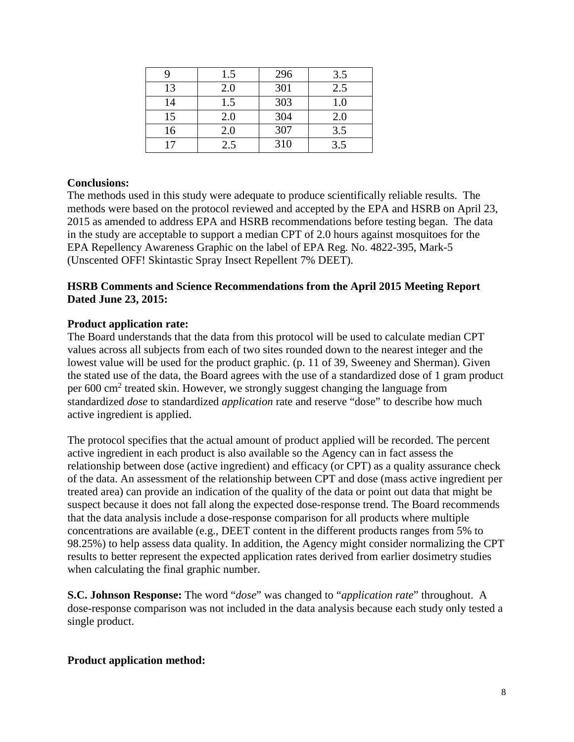| 9 | 1.5 | 296 | 3.5 |
|---|---|---|---|
| 13 | 2.0 | 301 | 2.5 |
| 14 | 1.5 | 303 | 1.0 |
| 15 | 2.0 | 304 | 2.0 |
| 16 | 2.0 | 307 | 3.5 |
| 17 | 2.5 | 310 | 3.5 |

**Conclusions:**

The methods used in this study were adequate to produce scientifically reliable results. The methods were based on the protocol reviewed and accepted by the EPA and HSRB on April 23, 2015 as amended to address EPA and HSRB recommendations before testing began. The data in the study are acceptable to support a median CPT of 2.0 hours against mosquitoes for the EPA Repellency Awareness Graphic on the label of EPA Reg. No. 4822-395, Mark-5 (Unscented OFF! Skintastic Spray Insect Repellent 7% DEET).

**HSRB Comments and Science Recommendations from the April 2015 Meeting Report Dated June 23, 2015:**

**Product application rate:**

The Board understands that the data from this protocol will be used to calculate median CPT values across all subjects from each of two sites rounded down to the nearest integer and the lowest value will be used for the product graphic. (p. 11 of 39, Sweeney and Sherman). Given the stated use of the data, the Board agrees with the use of a standardized dose of 1 gram product per 600 $cm^2$ treated skin. However, we strongly suggest changing the language from standardized *dose* to standardized *application* rate and reserve "dose" to describe how much active ingredient is applied.

The protocol specifies that the actual amount of product applied will be recorded. The percent active ingredient in each product is also available so the Agency can in fact assess the relationship between dose (active ingredient) and efficacy (or CPT) as a quality assurance check of the data. An assessment of the relationship between CPT and dose (mass active ingredient per treated area) can provide an indication of the quality of the data or point out data that might be suspect because it does not fall along the expected dose-response trend. The Board recommends that the data analysis include a dose-response comparison for all products where multiple concentrations are available (e.g., DEET content in the different products ranges from 5% to 98.25%) to help assess data quality. In addition, the Agency might consider normalizing the CPT results to better represent the expected application rates derived from earlier dosimetry studies when calculating the final graphic number.

**S.C. Johnson Response:** The word "*dose*" was changed to "*application rate*" throughout. A dose-response comparison was not included in the data analysis because each study only tested a single product.

**Product application method:**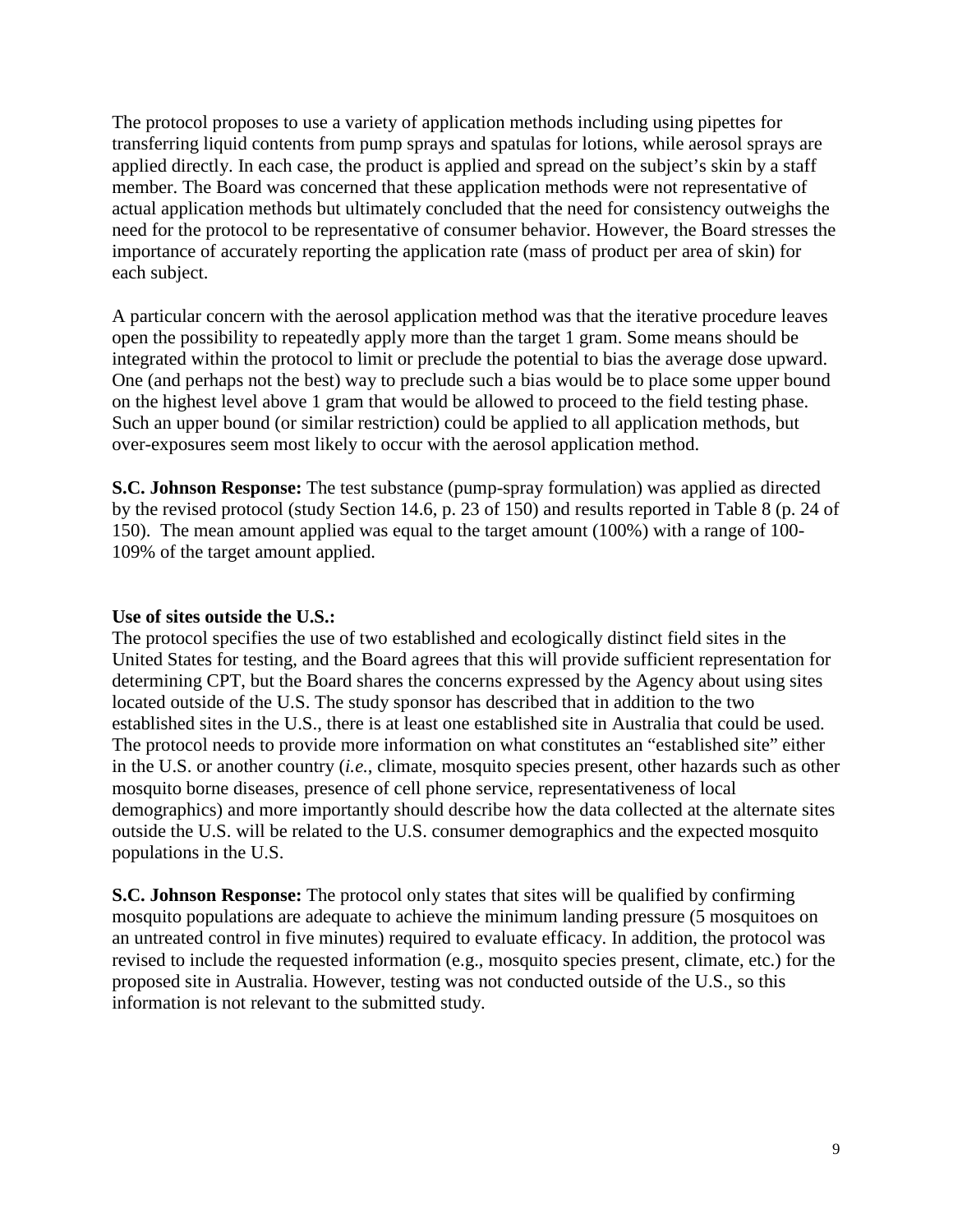The protocol proposes to use a variety of application methods including using pipettes for transferring liquid contents from pump sprays and spatulas for lotions, while aerosol sprays are applied directly. In each case, the product is applied and spread on the subject's skin by a staff member. The Board was concerned that these application methods were not representative of actual application methods but ultimately concluded that the need for consistency outweighs the need for the protocol to be representative of consumer behavior. However, the Board stresses the importance of accurately reporting the application rate (mass of product per area of skin) for each subject.

A particular concern with the aerosol application method was that the iterative procedure leaves open the possibility to repeatedly apply more than the target 1 gram. Some means should be integrated within the protocol to limit or preclude the potential to bias the average dose upward. One (and perhaps not the best) way to preclude such a bias would be to place some upper bound on the highest level above 1 gram that would be allowed to proceed to the field testing phase. Such an upper bound (or similar restriction) could be applied to all application methods, but over-exposures seem most likely to occur with the aerosol application method.

**S.C. Johnson Response:** The test substance (pump-spray formulation) was applied as directed by the revised protocol (study Section 14.6, p. 23 of 150) and results reported in Table 8 (p. 24 of 150). The mean amount applied was equal to the target amount (100%) with a range of 100-109% of the target amount applied.

**Use of sites outside the U.S.:**
The protocol specifies the use of two established and ecologically distinct field sites in the United States for testing, and the Board agrees that this will provide sufficient representation for determining CPT, but the Board shares the concerns expressed by the Agency about using sites located outside of the U.S. The study sponsor has described that in addition to the two established sites in the U.S., there is at least one established site in Australia that could be used. The protocol needs to provide more information on what constitutes an "established site" either in the U.S. or another country (*i.e.*, climate, mosquito species present, other hazards such as other mosquito borne diseases, presence of cell phone service, representativeness of local demographics) and more importantly should describe how the data collected at the alternate sites outside the U.S. will be related to the U.S. consumer demographics and the expected mosquito populations in the U.S.

**S.C. Johnson Response:** The protocol only states that sites will be qualified by confirming mosquito populations are adequate to achieve the minimum landing pressure (5 mosquitoes on an untreated control in five minutes) required to evaluate efficacy. In addition, the protocol was revised to include the requested information (e.g., mosquito species present, climate, etc.) for the proposed site in Australia. However, testing was not conducted outside of the U.S., so this information is not relevant to the submitted study.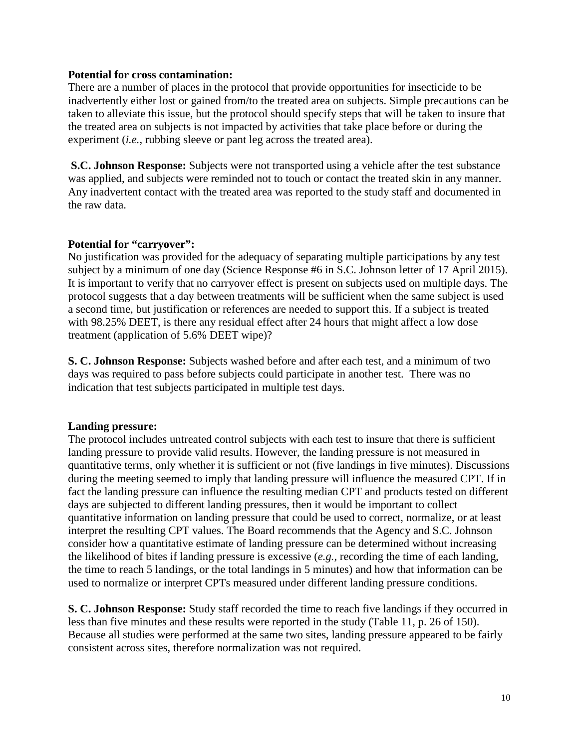**Potential for cross contamination:**
There are a number of places in the protocol that provide opportunities for insecticide to be inadvertently either lost or gained from/to the treated area on subjects. Simple precautions can be taken to alleviate this issue, but the protocol should specify steps that will be taken to insure that the treated area on subjects is not impacted by activities that take place before or during the experiment (*i.e.*, rubbing sleeve or pant leg across the treated area).

**S.C. Johnson Response:** Subjects were not transported using a vehicle after the test substance was applied, and subjects were reminded not to touch or contact the treated skin in any manner. Any inadvertent contact with the treated area was reported to the study staff and documented in the raw data.

**Potential for "carryover":**
No justification was provided for the adequacy of separating multiple participations by any test subject by a minimum of one day (Science Response #6 in S.C. Johnson letter of 17 April 2015). It is important to verify that no carryover effect is present on subjects used on multiple days. The protocol suggests that a day between treatments will be sufficient when the same subject is used a second time, but justification or references are needed to support this. If a subject is treated with 98.25% DEET, is there any residual effect after 24 hours that might affect a low dose treatment (application of 5.6% DEET wipe)?

**S. C. Johnson Response:** Subjects washed before and after each test, and a minimum of two days was required to pass before subjects could participate in another test. There was no indication that test subjects participated in multiple test days.

**Landing pressure:**
The protocol includes untreated control subjects with each test to insure that there is sufficient landing pressure to provide valid results. However, the landing pressure is not measured in quantitative terms, only whether it is sufficient or not (five landings in five minutes). Discussions during the meeting seemed to imply that landing pressure will influence the measured CPT. If in fact the landing pressure can influence the resulting median CPT and products tested on different days are subjected to different landing pressures, then it would be important to collect quantitative information on landing pressure that could be used to correct, normalize, or at least interpret the resulting CPT values. The Board recommends that the Agency and S.C. Johnson consider how a quantitative estimate of landing pressure can be determined without increasing the likelihood of bites if landing pressure is excessive (*e.g.*, recording the time of each landing, the time to reach 5 landings, or the total landings in 5 minutes) and how that information can be used to normalize or interpret CPTs measured under different landing pressure conditions.

**S. C. Johnson Response:** Study staff recorded the time to reach five landings if they occurred in less than five minutes and these results were reported in the study (Table 11, p. 26 of 150). Because all studies were performed at the same two sites, landing pressure appeared to be fairly consistent across sites, therefore normalization was not required.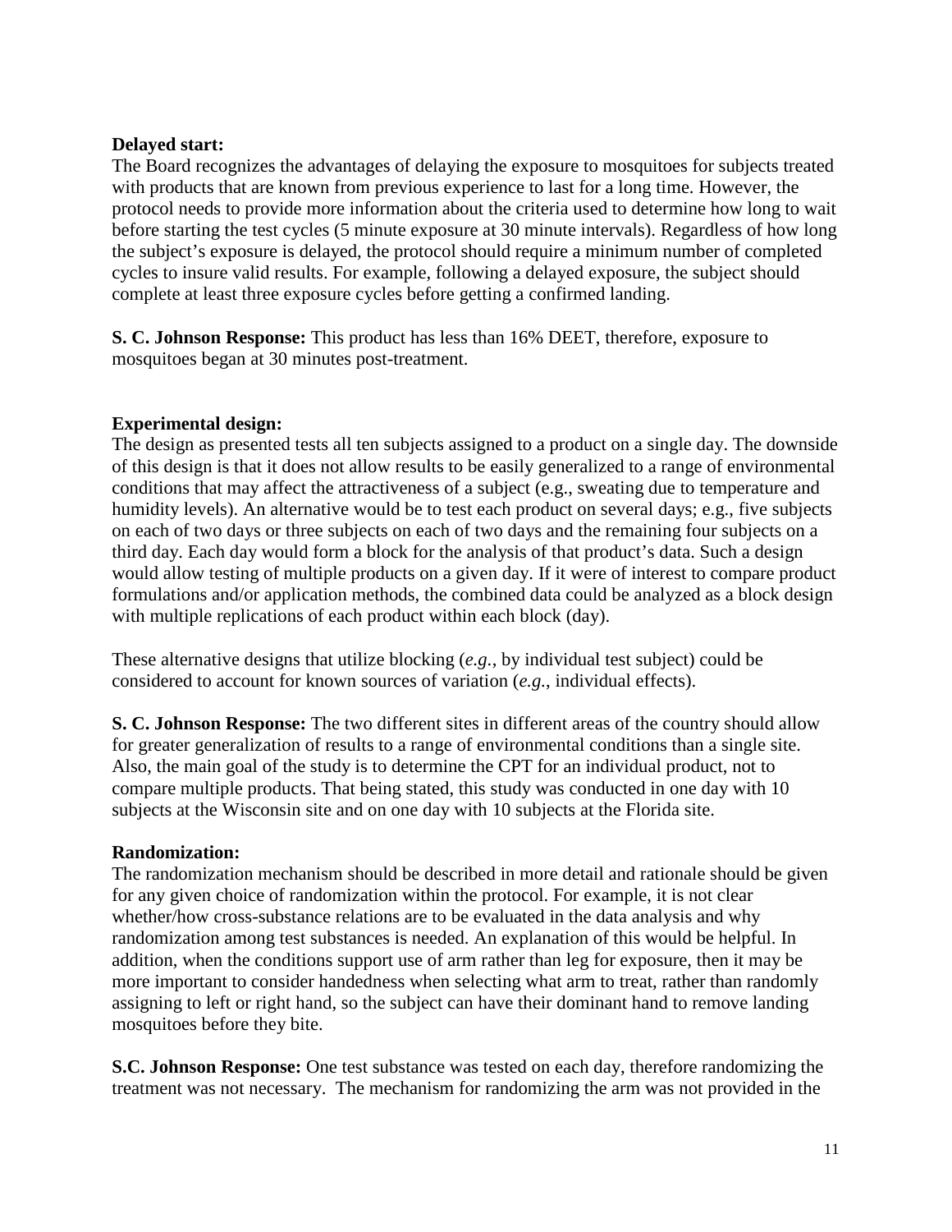**Delayed start:**
The Board recognizes the advantages of delaying the exposure to mosquitoes for subjects treated with products that are known from previous experience to last for a long time. However, the protocol needs to provide more information about the criteria used to determine how long to wait before starting the test cycles (5 minute exposure at 30 minute intervals). Regardless of how long the subject's exposure is delayed, the protocol should require a minimum number of completed cycles to insure valid results. For example, following a delayed exposure, the subject should complete at least three exposure cycles before getting a confirmed landing.

**S. C. Johnson Response:** This product has less than 16% DEET, therefore, exposure to mosquitoes began at 30 minutes post-treatment.

**Experimental design:**
The design as presented tests all ten subjects assigned to a product on a single day. The downside of this design is that it does not allow results to be easily generalized to a range of environmental conditions that may affect the attractiveness of a subject (e.g., sweating due to temperature and humidity levels). An alternative would be to test each product on several days; e.g., five subjects on each of two days or three subjects on each of two days and the remaining four subjects on a third day. Each day would form a block for the analysis of that product's data. Such a design would allow testing of multiple products on a given day. If it were of interest to compare product formulations and/or application methods, the combined data could be analyzed as a block design with multiple replications of each product within each block (day).

These alternative designs that utilize blocking (*e.g.*, by individual test subject) could be considered to account for known sources of variation (*e.g.*, individual effects).

**S. C. Johnson Response:** The two different sites in different areas of the country should allow for greater generalization of results to a range of environmental conditions than a single site. Also, the main goal of the study is to determine the CPT for an individual product, not to compare multiple products. That being stated, this study was conducted in one day with 10 subjects at the Wisconsin site and on one day with 10 subjects at the Florida site.

**Randomization:**
The randomization mechanism should be described in more detail and rationale should be given for any given choice of randomization within the protocol. For example, it is not clear whether/how cross-substance relations are to be evaluated in the data analysis and why randomization among test substances is needed. An explanation of this would be helpful. In addition, when the conditions support use of arm rather than leg for exposure, then it may be more important to consider handedness when selecting what arm to treat, rather than randomly assigning to left or right hand, so the subject can have their dominant hand to remove landing mosquitoes before they bite.

**S.C. Johnson Response:** One test substance was tested on each day, therefore randomizing the treatment was not necessary. The mechanism for randomizing the arm was not provided in the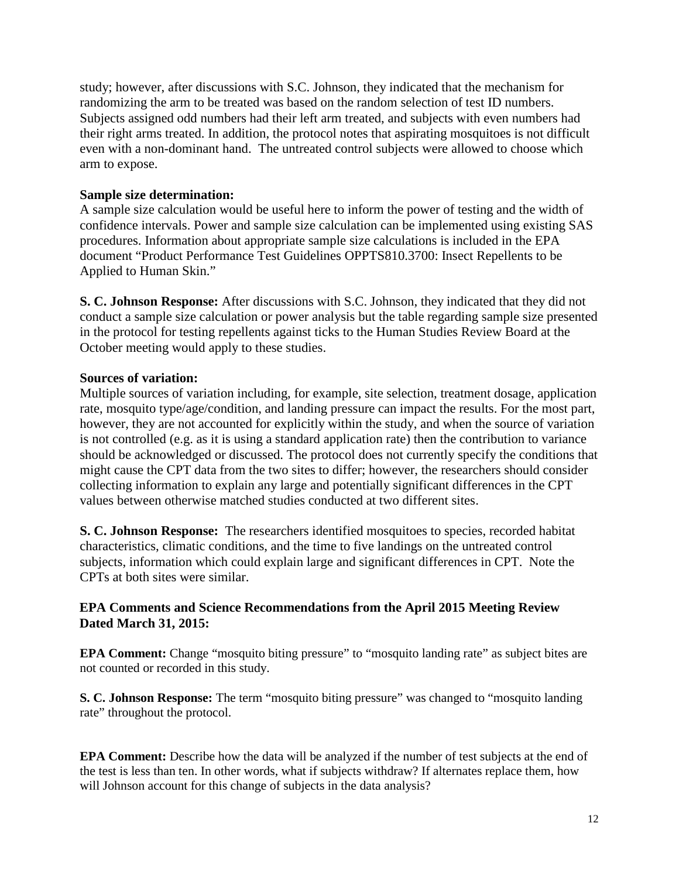study; however, after discussions with S.C. Johnson, they indicated that the mechanism for randomizing the arm to be treated was based on the random selection of test ID numbers. Subjects assigned odd numbers had their left arm treated, and subjects with even numbers had their right arms treated. In addition, the protocol notes that aspirating mosquitoes is not difficult even with a non-dominant hand. The untreated control subjects were allowed to choose which arm to expose.

**Sample size determination:**
A sample size calculation would be useful here to inform the power of testing and the width of confidence intervals. Power and sample size calculation can be implemented using existing SAS procedures. Information about appropriate sample size calculations is included in the EPA document "Product Performance Test Guidelines OPPTS810.3700: Insect Repellents to be Applied to Human Skin."

**S. C. Johnson Response:** After discussions with S.C. Johnson, they indicated that they did not conduct a sample size calculation or power analysis but the table regarding sample size presented in the protocol for testing repellents against ticks to the Human Studies Review Board at the October meeting would apply to these studies.

**Sources of variation:**
Multiple sources of variation including, for example, site selection, treatment dosage, application rate, mosquito type/age/condition, and landing pressure can impact the results. For the most part, however, they are not accounted for explicitly within the study, and when the source of variation is not controlled (e.g. as it is using a standard application rate) then the contribution to variance should be acknowledged or discussed. The protocol does not currently specify the conditions that might cause the CPT data from the two sites to differ; however, the researchers should consider collecting information to explain any large and potentially significant differences in the CPT values between otherwise matched studies conducted at two different sites.

**S. C. Johnson Response:** The researchers identified mosquitoes to species, recorded habitat characteristics, climatic conditions, and the time to five landings on the untreated control subjects, information which could explain large and significant differences in CPT. Note the CPTs at both sites were similar.

**EPA Comments and Science Recommendations from the April 2015 Meeting Review Dated March 31, 2015:**

**EPA Comment:** Change "mosquito biting pressure" to "mosquito landing rate" as subject bites are not counted or recorded in this study.

**S. C. Johnson Response:** The term "mosquito biting pressure" was changed to "mosquito landing rate" throughout the protocol.

**EPA Comment:** Describe how the data will be analyzed if the number of test subjects at the end of the test is less than ten. In other words, what if subjects withdraw? If alternates replace them, how will Johnson account for this change of subjects in the data analysis?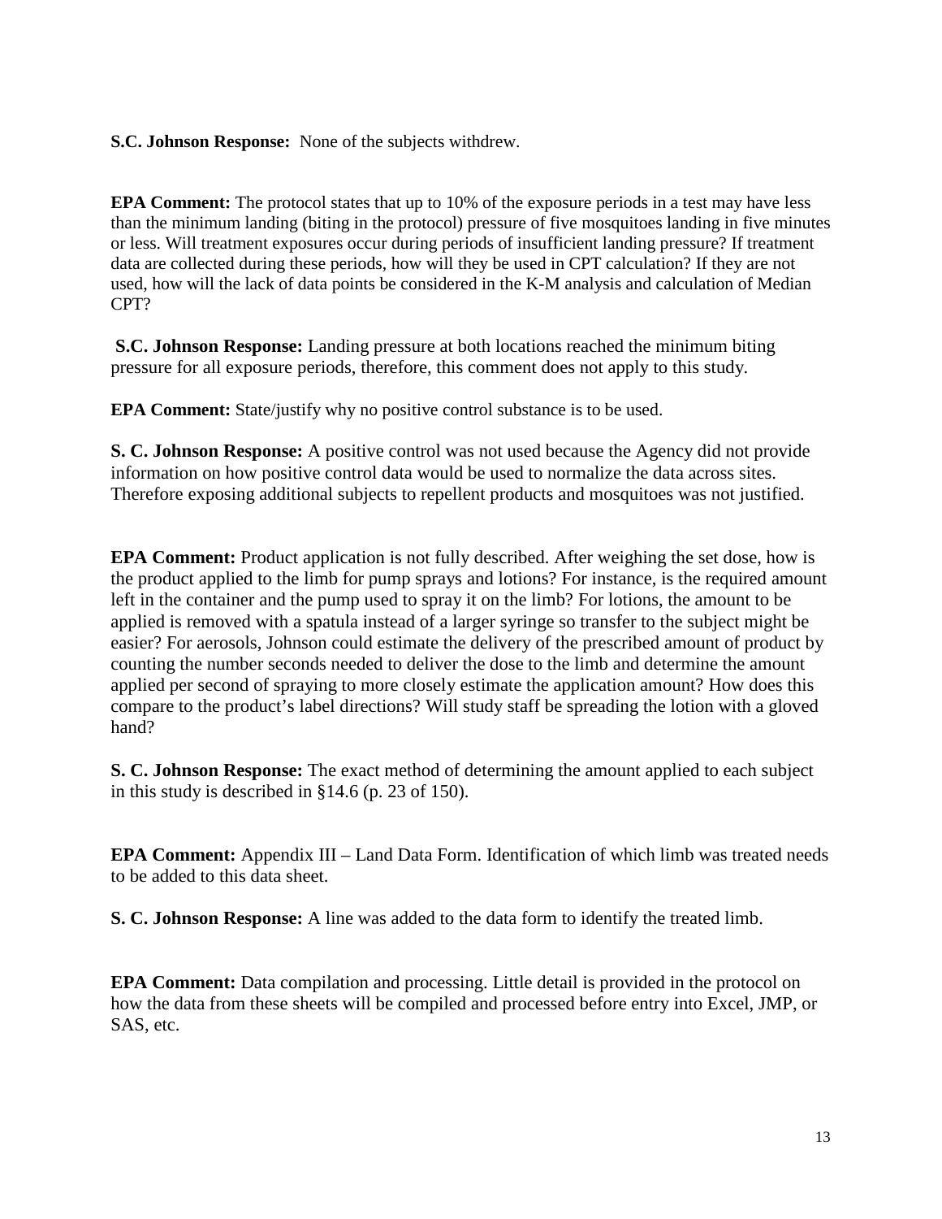**S.C. Johnson Response:** None of the subjects withdrew.

**EPA Comment:** The protocol states that up to 10% of the exposure periods in a test may have less than the minimum landing (biting in the protocol) pressure of five mosquitoes landing in five minutes or less. Will treatment exposures occur during periods of insufficient landing pressure? If treatment data are collected during these periods, how will they be used in CPT calculation? If they are not used, how will the lack of data points be considered in the K-M analysis and calculation of Median CPT?

**S.C. Johnson Response:** Landing pressure at both locations reached the minimum biting pressure for all exposure periods, therefore, this comment does not apply to this study.

**EPA Comment:** State/justify why no positive control substance is to be used.

**S. C. Johnson Response:** A positive control was not used because the Agency did not provide information on how positive control data would be used to normalize the data across sites. Therefore exposing additional subjects to repellent products and mosquitoes was not justified.

**EPA Comment:** Product application is not fully described. After weighing the set dose, how is the product applied to the limb for pump sprays and lotions? For instance, is the required amount left in the container and the pump used to spray it on the limb? For lotions, the amount to be applied is removed with a spatula instead of a larger syringe so transfer to the subject might be easier? For aerosols, Johnson could estimate the delivery of the prescribed amount of product by counting the number seconds needed to deliver the dose to the limb and determine the amount applied per second of spraying to more closely estimate the application amount? How does this compare to the product's label directions? Will study staff be spreading the lotion with a gloved hand?

**S. C. Johnson Response:** The exact method of determining the amount applied to each subject in this study is described in §14.6 (p. 23 of 150).

**EPA Comment:** Appendix III – Land Data Form. Identification of which limb was treated needs to be added to this data sheet.

**S. C. Johnson Response:** A line was added to the data form to identify the treated limb.

**EPA Comment:** Data compilation and processing. Little detail is provided in the protocol on how the data from these sheets will be compiled and processed before entry into Excel, JMP, or SAS, etc.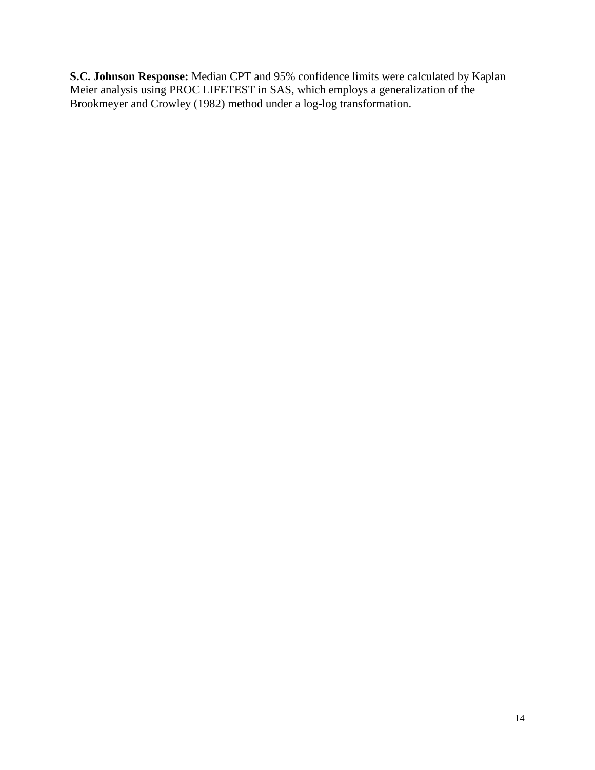**S.C. Johnson Response:** Median CPT and 95% confidence limits were calculated by Kaplan Meier analysis using PROC LIFETEST in SAS, which employs a generalization of the Brookmeyer and Crowley (1982) method under a log-log transformation.